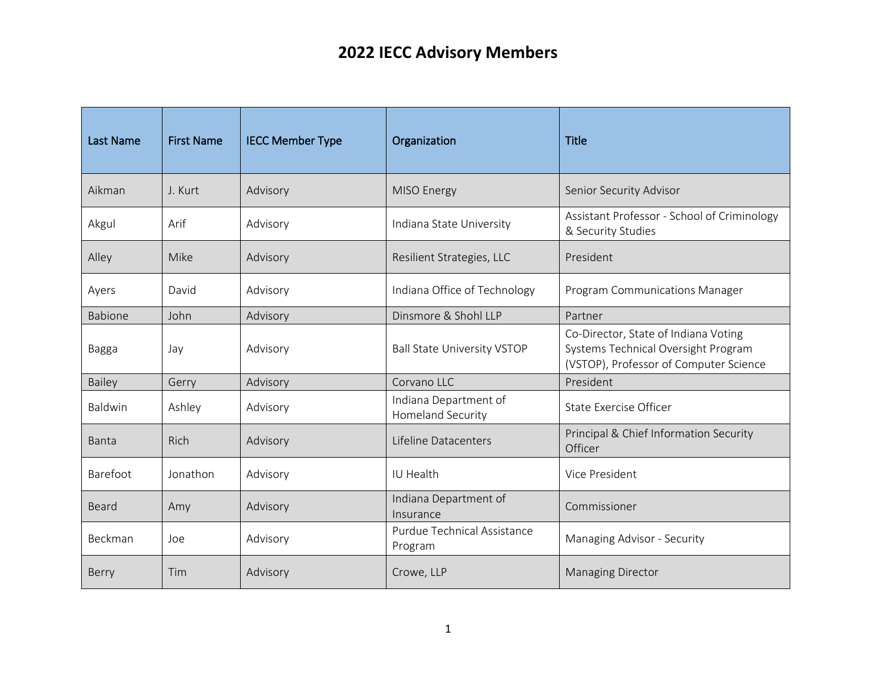# 2022 IECC Advisory Members

| Last Name | First Name | IECC Member Type | Organization | Title |
|---|---|---|---|---|
| Aikman | J. Kurt | Advisory | MISO Energy | Senior Security Advisor |
| Akgul | Arif | Advisory | Indiana State University | Assistant Professor - School of Criminology & Security Studies |
| Alley | Mike | Advisory | Resilient Strategies, LLC | President |
| Ayers | David | Advisory | Indiana Office of Technology | Program Communications Manager |
| Babione | John | Advisory | Dinsmore & Shohl LLP | Partner |
| Bagga | Jay | Advisory | Ball State University VSTOP | Co-Director, State of Indiana Voting Systems Technical Oversight Program (VSTOP), Professor of Computer Science |
| Bailey | Gerry | Advisory | Corvano LLC | President |
| Baldwin | Ashley | Advisory | Indiana Department of Homeland Security | State Exercise Officer |
| Banta | Rich | Advisory | Lifeline Datacenters | Principal & Chief Information Security Officer |
| Barefoot | Jonathon | Advisory | IU Health | Vice President |
| Beard | Amy | Advisory | Indiana Department of Insurance | Commissioner |
| Beckman | Joe | Advisory | Purdue Technical Assistance Program | Managing Advisor - Security |
| Berry | Tim | Advisory | Crowe, LLP | Managing Director |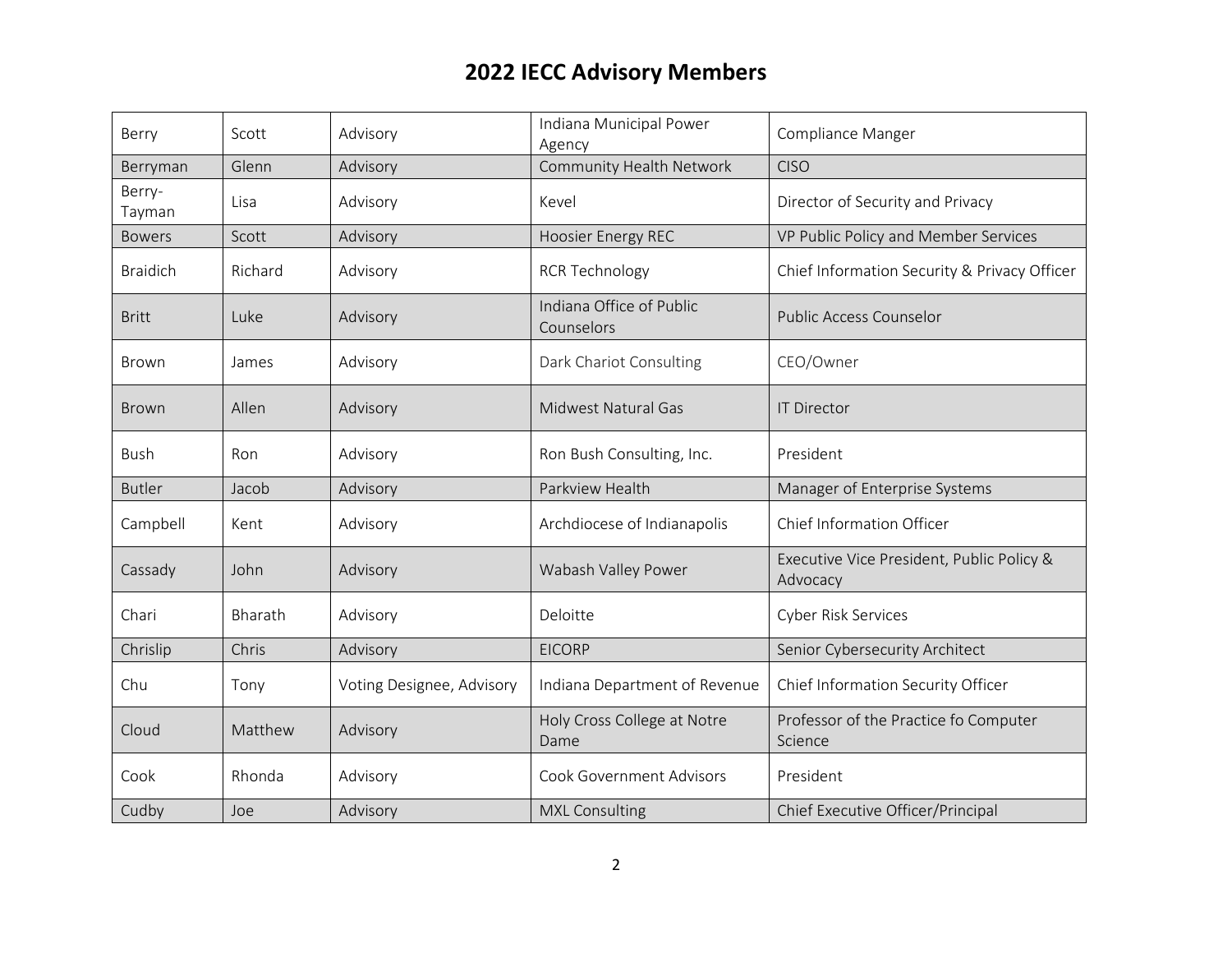# 2022 IECC Advisory Members

| | | | | |
|---|---|---|---|---|
| Berry | Scott | Advisory | Indiana Municipal Power Agency | Compliance Manger |
| Berryman | Glenn | Advisory | Community Health Network | CISO |
| Berry-Tayman | Lisa | Advisory | Kevel | Director of Security and Privacy |
| Bowers | Scott | Advisory | Hoosier Energy REC | VP Public Policy and Member Services |
| Braidich | Richard | Advisory | RCR Technology | Chief Information Security & Privacy Officer |
| Britt | Luke | Advisory | Indiana Office of Public Counselors | Public Access Counselor |
| Brown | James | Advisory | Dark Chariot Consulting | CEO/Owner |
| Brown | Allen | Advisory | Midwest Natural Gas | IT Director |
| Bush | Ron | Advisory | Ron Bush Consulting, Inc. | President |
| Butler | Jacob | Advisory | Parkview Health | Manager of Enterprise Systems |
| Campbell | Kent | Advisory | Archdiocese of Indianapolis | Chief Information Officer |
| Cassady | John | Advisory | Wabash Valley Power | Executive Vice President, Public Policy & Advocacy |
| Chari | Bharath | Advisory | Deloitte | Cyber Risk Services |
| Chrislip | Chris | Advisory | EICORP | Senior Cybersecurity Architect |
| Chu | Tony | Voting Designee, Advisory | Indiana Department of Revenue | Chief Information Security Officer |
| Cloud | Matthew | Advisory | Holy Cross College at Notre Dame | Professor of the Practice fo Computer Science |
| Cook | Rhonda | Advisory | Cook Government Advisors | President |
| Cudby | Joe | Advisory | MXL Consulting | Chief Executive Officer/Principal |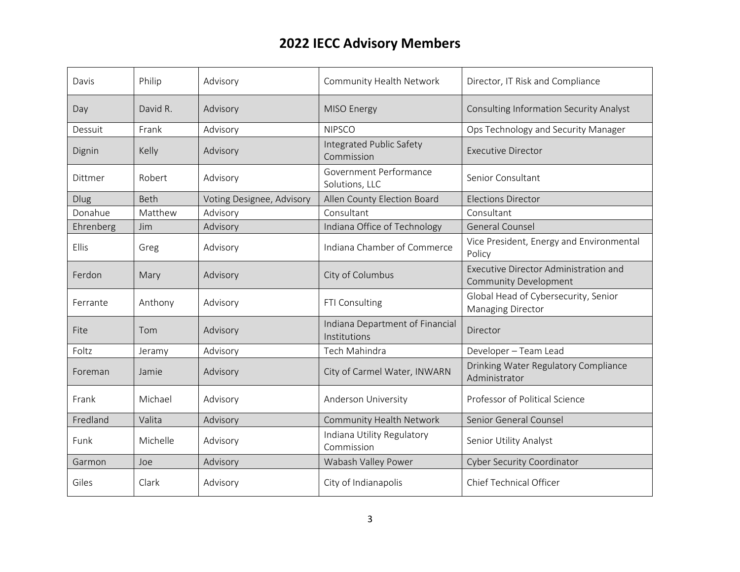# 2022 IECC Advisory Members

| | | | | |
|---|---|---|---|---|
| Davis | Philip | Advisory | Community Health Network | Director, IT Risk and Compliance |
| Day | David R. | Advisory | MISO Energy | Consulting Information Security Analyst |
| Dessuit | Frank | Advisory | NIPSCO | Ops Technology and Security Manager |
| Dignin | Kelly | Advisory | Integrated Public Safety Commission | Executive Director |
| Dittmer | Robert | Advisory | Government Performance Solutions, LLC | Senior Consultant |
| Dlug | Beth | Voting Designee, Advisory | Allen County Election Board | Elections Director |
| Donahue | Matthew | Advisory | Consultant | Consultant |
| Ehrenberg | Jim | Advisory | Indiana Office of Technology | General Counsel |
| Ellis | Greg | Advisory | Indiana Chamber of Commerce | Vice President, Energy and Environmental Policy |
| Ferdon | Mary | Advisory | City of Columbus | Executive Director Administration and Community Development |
| Ferrante | Anthony | Advisory | FTI Consulting | Global Head of Cybersecurity, Senior Managing Director |
| Fite | Tom | Advisory | Indiana Department of Financial Institutions | Director |
| Foltz | Jeramy | Advisory | Tech Mahindra | Developer – Team Lead |
| Foreman | Jamie | Advisory | City of Carmel Water, INWARN | Drinking Water Regulatory Compliance Administrator |
| Frank | Michael | Advisory | Anderson University | Professor of Political Science |
| Fredland | Valita | Advisory | Community Health Network | Senior General Counsel |
| Funk | Michelle | Advisory | Indiana Utility Regulatory Commission | Senior Utility Analyst |
| Garmon | Joe | Advisory | Wabash Valley Power | Cyber Security Coordinator |
| Giles | Clark | Advisory | City of Indianapolis | Chief Technical Officer |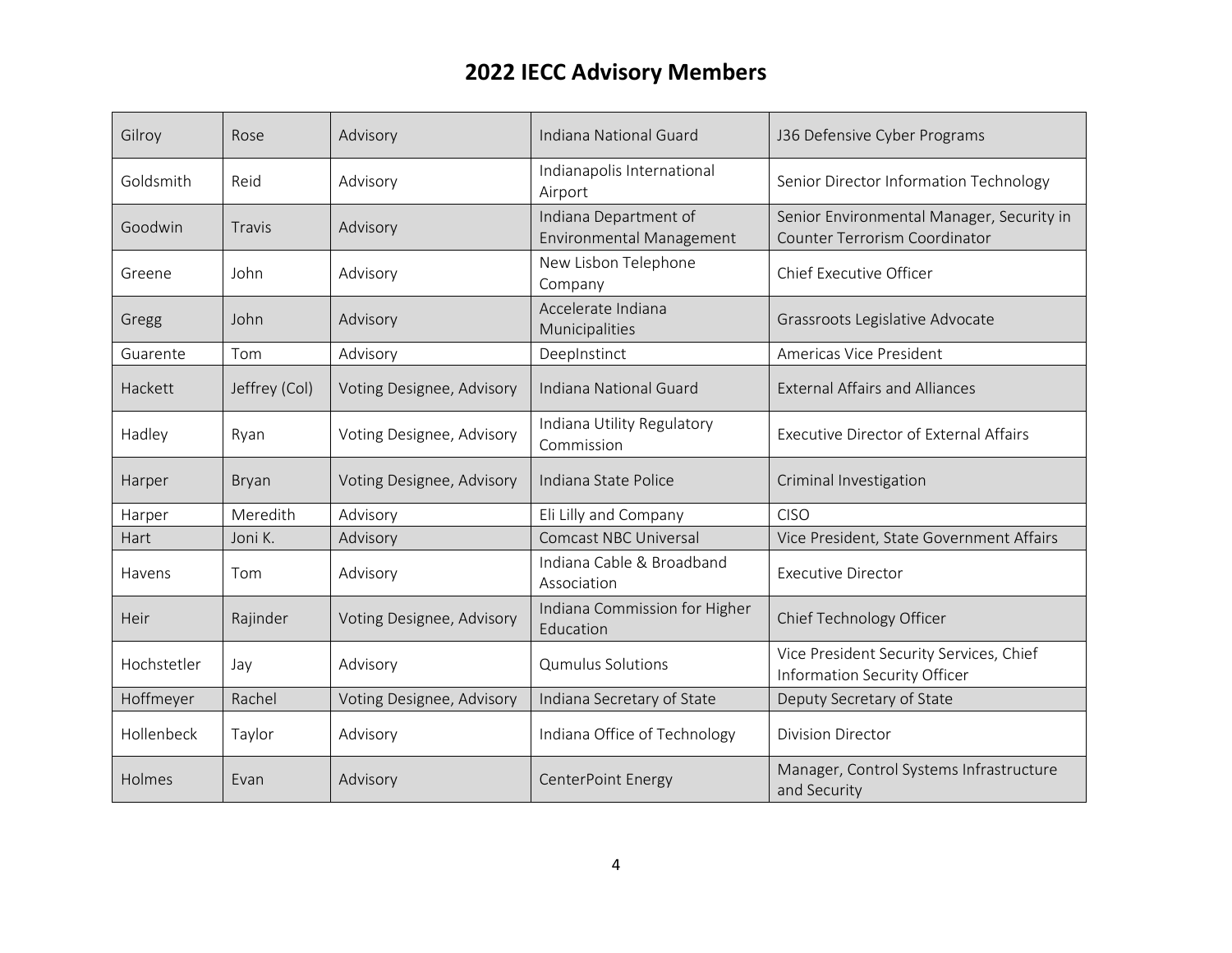# 2022 IECC Advisory Members

| | | | | |
|---|---|---|---|---|
| Gilroy | Rose | Advisory | Indiana National Guard | J36 Defensive Cyber Programs |
| Goldsmith | Reid | Advisory | Indianapolis International Airport | Senior Director Information Technology |
| Goodwin | Travis | Advisory | Indiana Department of Environmental Management | Senior Environmental Manager, Security in Counter Terrorism Coordinator |
| Greene | John | Advisory | New Lisbon Telephone Company | Chief Executive Officer |
| Gregg | John | Advisory | Accelerate Indiana Municipalities | Grassroots Legislative Advocate |
| Guarente | Tom | Advisory | DeepInstinct | Americas Vice President |
| Hackett | Jeffrey (Col) | Voting Designee, Advisory | Indiana National Guard | External Affairs and Alliances |
| Hadley | Ryan | Voting Designee, Advisory | Indiana Utility Regulatory Commission | Executive Director of External Affairs |
| Harper | Bryan | Voting Designee, Advisory | Indiana State Police | Criminal Investigation |
| Harper | Meredith | Advisory | Eli Lilly and Company | CISO |
| Hart | Joni K. | Advisory | Comcast NBC Universal | Vice President, State Government Affairs |
| Havens | Tom | Advisory | Indiana Cable & Broadband Association | Executive Director |
| Heir | Rajinder | Voting Designee, Advisory | Indiana Commission for Higher Education | Chief Technology Officer |
| Hochstetler | Jay | Advisory | Qumulus Solutions | Vice President Security Services, Chief Information Security Officer |
| Hoffmeyer | Rachel | Voting Designee, Advisory | Indiana Secretary of State | Deputy Secretary of State |
| Hollenbeck | Taylor | Advisory | Indiana Office of Technology | Division Director |
| Holmes | Evan | Advisory | CenterPoint Energy | Manager, Control Systems Infrastructure and Security |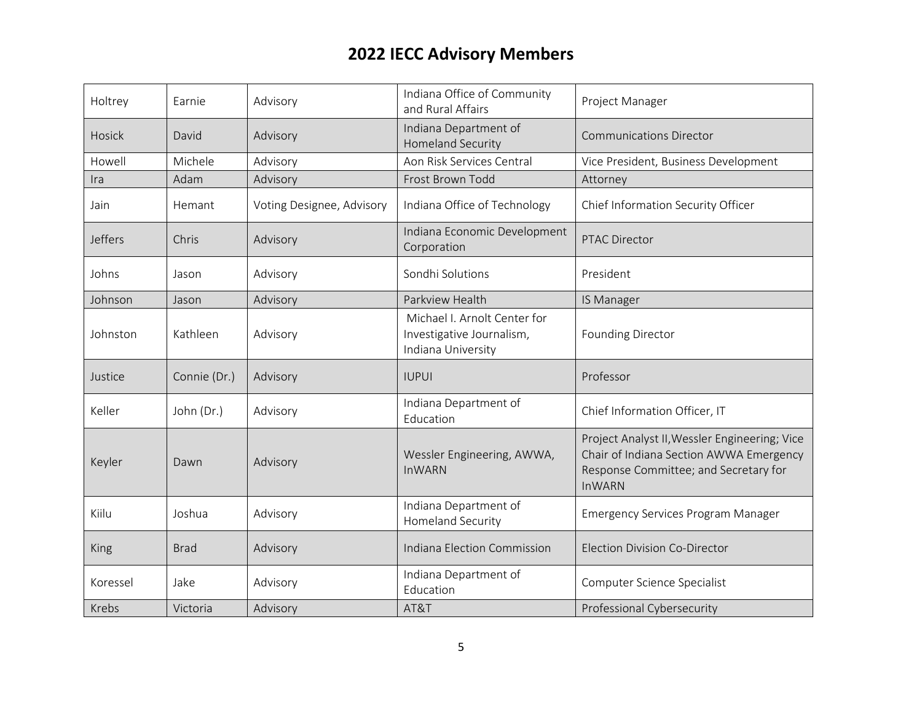# 2022 IECC Advisory Members

| | | | | |
|---|---|---|---|---|
| Holtrey | Earnie | Advisory | Indiana Office of Community and Rural Affairs | Project Manager |
| Hosick | David | Advisory | Indiana Department of Homeland Security | Communications Director |
| Howell | Michele | Advisory | Aon Risk Services Central | Vice President, Business Development |
| Ira | Adam | Advisory | Frost Brown Todd | Attorney |
| Jain | Hemant | Voting Designee, Advisory | Indiana Office of Technology | Chief Information Security Officer |
| Jeffers | Chris | Advisory | Indiana Economic Development Corporation | PTAC Director |
| Johns | Jason | Advisory | Sondhi Solutions | President |
| Johnson | Jason | Advisory | Parkview Health | IS Manager |
| Johnston | Kathleen | Advisory | Michael I. Arnolt Center for Investigative Journalism, Indiana University | Founding Director |
| Justice | Connie (Dr.) | Advisory | IUPUI | Professor |
| Keller | John (Dr.) | Advisory | Indiana Department of Education | Chief Information Officer, IT |
| Keyler | Dawn | Advisory | Wessler Engineering, AWWA, InWARN | Project Analyst II,Wessler Engineering; Vice Chair of Indiana Section AWWA Emergency Response Committee; and Secretary for InWARN |
| Kiilu | Joshua | Advisory | Indiana Department of Homeland Security | Emergency Services Program Manager |
| King | Brad | Advisory | Indiana Election Commission | Election Division Co-Director |
| Koressel | Jake | Advisory | Indiana Department of Education | Computer Science Specialist |
| Krebs | Victoria | Advisory | AT&T | Professional Cybersecurity |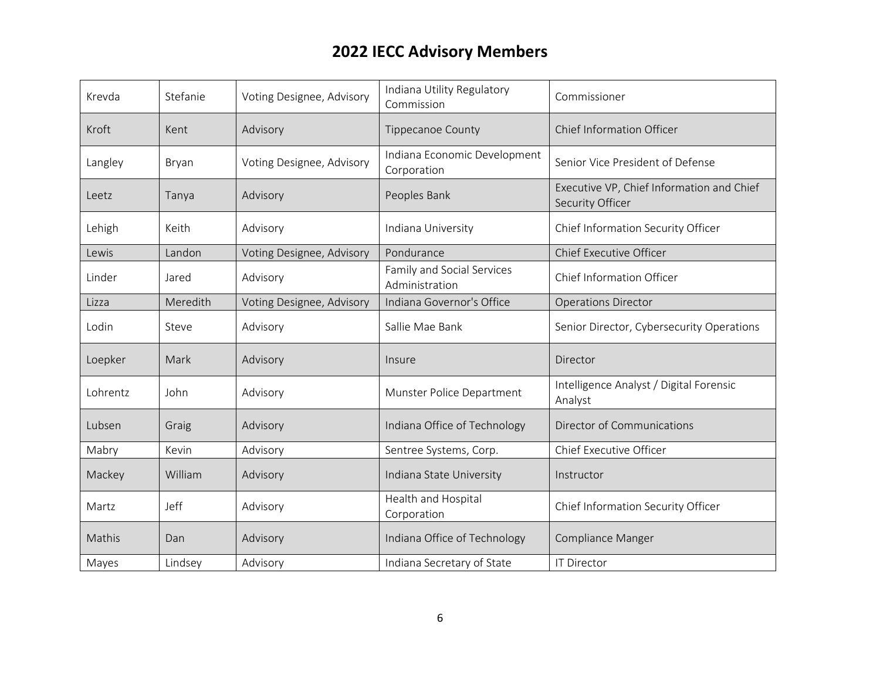# 2022 IECC Advisory Members

| | | | | |
|---|---|---|---|---|
| Krevda | Stefanie | Voting Designee, Advisory | Indiana Utility Regulatory Commission | Commissioner |
| Kroft | Kent | Advisory | Tippecanoe County | Chief Information Officer |
| Langley | Bryan | Voting Designee, Advisory | Indiana Economic Development Corporation | Senior Vice President of Defense |
| Leetz | Tanya | Advisory | Peoples Bank | Executive VP, Chief Information and Chief Security Officer |
| Lehigh | Keith | Advisory | Indiana University | Chief Information Security Officer |
| Lewis | Landon | Voting Designee, Advisory | Pondurance | Chief Executive Officer |
| Linder | Jared | Advisory | Family and Social Services Administration | Chief Information Officer |
| Lizza | Meredith | Voting Designee, Advisory | Indiana Governor's Office | Operations Director |
| Lodin | Steve | Advisory | Sallie Mae Bank | Senior Director, Cybersecurity Operations |
| Loepker | Mark | Advisory | Insure | Director |
| Lohrentz | John | Advisory | Munster Police Department | Intelligence Analyst / Digital Forensic Analyst |
| Lubsen | Graig | Advisory | Indiana Office of Technology | Director of Communications |
| Mabry | Kevin | Advisory | Sentree Systems, Corp. | Chief Executive Officer |
| Mackey | William | Advisory | Indiana State University | Instructor |
| Martz | Jeff | Advisory | Health and Hospital Corporation | Chief Information Security Officer |
| Mathis | Dan | Advisory | Indiana Office of Technology | Compliance Manger |
| Mayes | Lindsey | Advisory | Indiana Secretary of State | IT Director |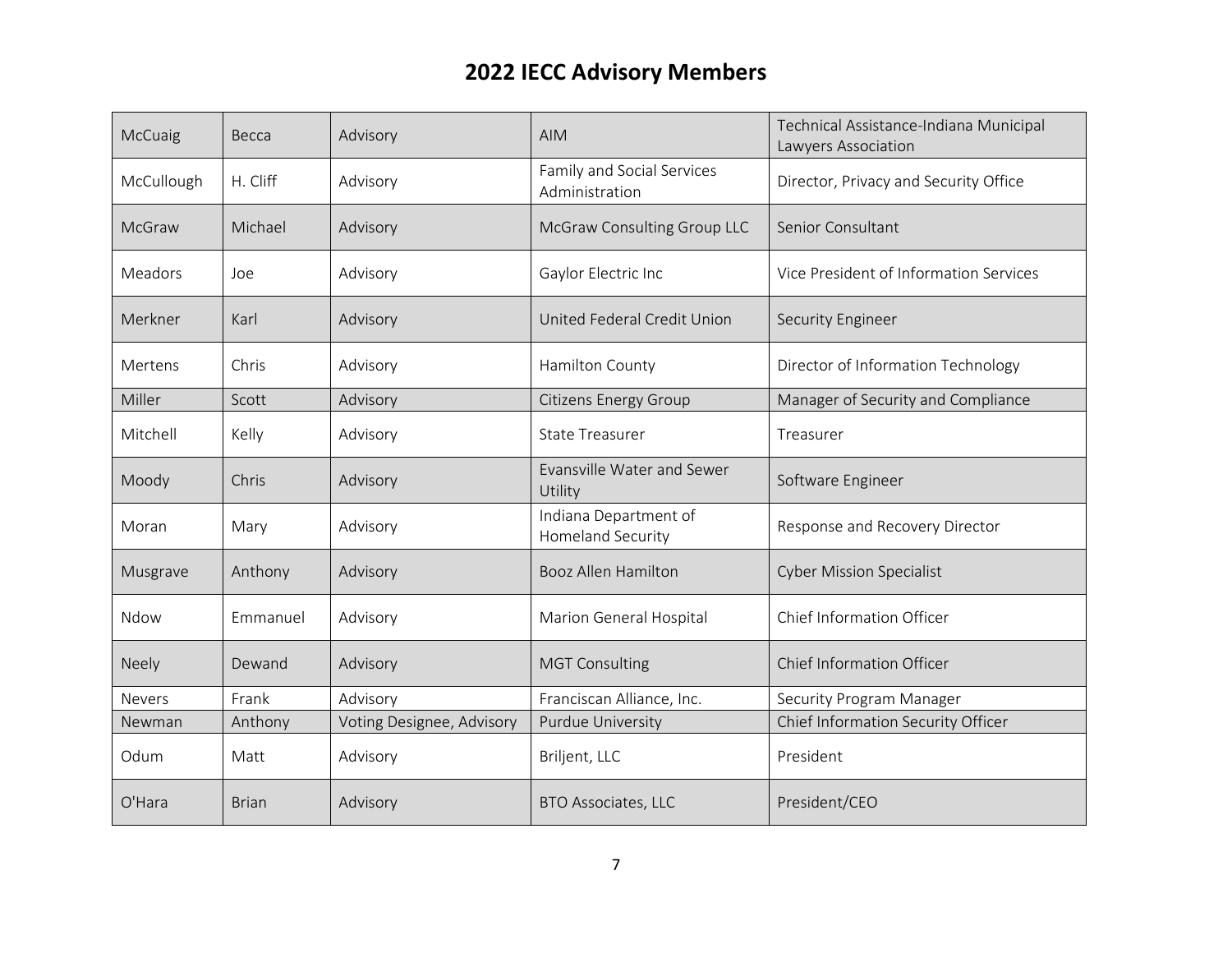# 2022 IECC Advisory Members

| | | | | |
|---|---|---|---|---|
| McCuaig | Becca | Advisory | AIM | Technical Assistance-Indiana Municipal Lawyers Association |
| McCullough | H. Cliff | Advisory | Family and Social Services Administration | Director, Privacy and Security Office |
| McGraw | Michael | Advisory | McGraw Consulting Group LLC | Senior Consultant |
| Meadors | Joe | Advisory | Gaylor Electric Inc | Vice President of Information Services |
| Merkner | Karl | Advisory | United Federal Credit Union | Security Engineer |
| Mertens | Chris | Advisory | Hamilton County | Director of Information Technology |
| Miller | Scott | Advisory | Citizens Energy Group | Manager of Security and Compliance |
| Mitchell | Kelly | Advisory | State Treasurer | Treasurer |
| Moody | Chris | Advisory | Evansville Water and Sewer Utility | Software Engineer |
| Moran | Mary | Advisory | Indiana Department of Homeland Security | Response and Recovery Director |
| Musgrave | Anthony | Advisory | Booz Allen Hamilton | Cyber Mission Specialist |
| Ndow | Emmanuel | Advisory | Marion General Hospital | Chief Information Officer |
| Neely | Dewand | Advisory | MGT Consulting | Chief Information Officer |
| Nevers | Frank | Advisory | Franciscan Alliance, Inc. | Security Program Manager |
| Newman | Anthony | Voting Designee, Advisory | Purdue University | Chief Information Security Officer |
| Odum | Matt | Advisory | Briljent, LLC | President |
| O'Hara | Brian | Advisory | BTO Associates, LLC | President/CEO |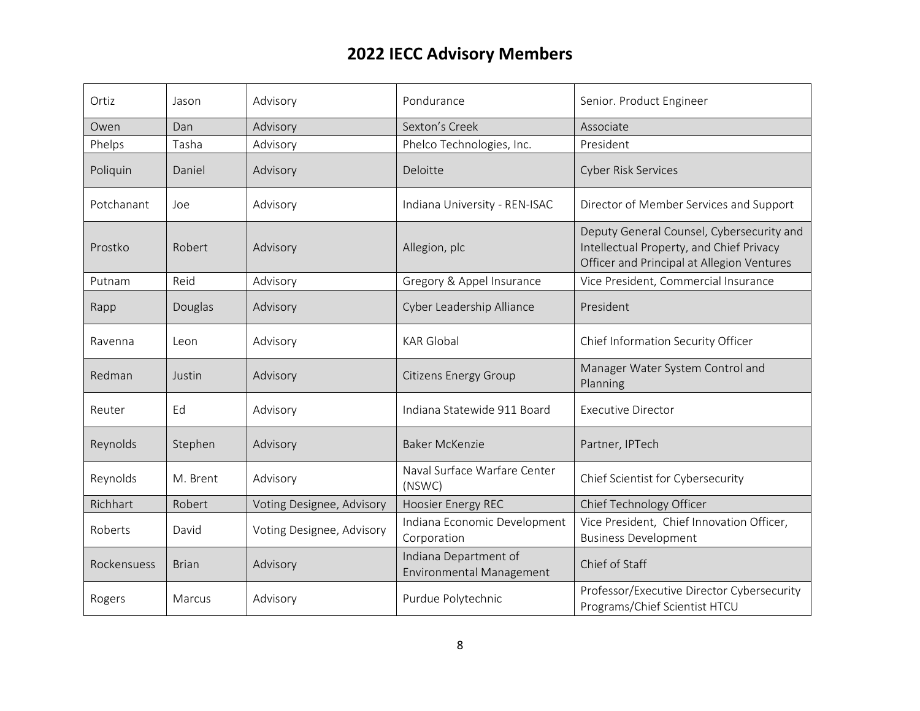# 2022 IECC Advisory Members

| | | | | |
|---|---|---|---|---|
| Ortiz | Jason | Advisory | Pondurance | Senior. Product Engineer |
| Owen | Dan | Advisory | Sexton's Creek | Associate |
| Phelps | Tasha | Advisory | Phelco Technologies, Inc. | President |
| Poliquin | Daniel | Advisory | Deloitte | Cyber Risk Services |
| Potchanant | Joe | Advisory | Indiana University - REN-ISAC | Director of Member Services and Support |
| Prostko | Robert | Advisory | Allegion, plc | Deputy General Counsel, Cybersecurity and Intellectual Property, and Chief Privacy Officer and Principal at Allegion Ventures |
| Putnam | Reid | Advisory | Gregory & Appel Insurance | Vice President, Commercial Insurance |
| Rapp | Douglas | Advisory | Cyber Leadership Alliance | President |
| Ravenna | Leon | Advisory | KAR Global | Chief Information Security Officer |
| Redman | Justin | Advisory | Citizens Energy Group | Manager Water System Control and Planning |
| Reuter | Ed | Advisory | Indiana Statewide 911 Board | Executive Director |
| Reynolds | Stephen | Advisory | Baker McKenzie | Partner, IPTech |
| Reynolds | M. Brent | Advisory | Naval Surface Warfare Center (NSWC) | Chief Scientist for Cybersecurity |
| Richhart | Robert | Voting Designee, Advisory | Hoosier Energy REC | Chief Technology Officer |
| Roberts | David | Voting Designee, Advisory | Indiana Economic Development Corporation | Vice President, Chief Innovation Officer, Business Development |
| Rockensuess | Brian | Advisory | Indiana Department of Environmental Management | Chief of Staff |
| Rogers | Marcus | Advisory | Purdue Polytechnic | Professor/Executive Director Cybersecurity Programs/Chief Scientist HTCU |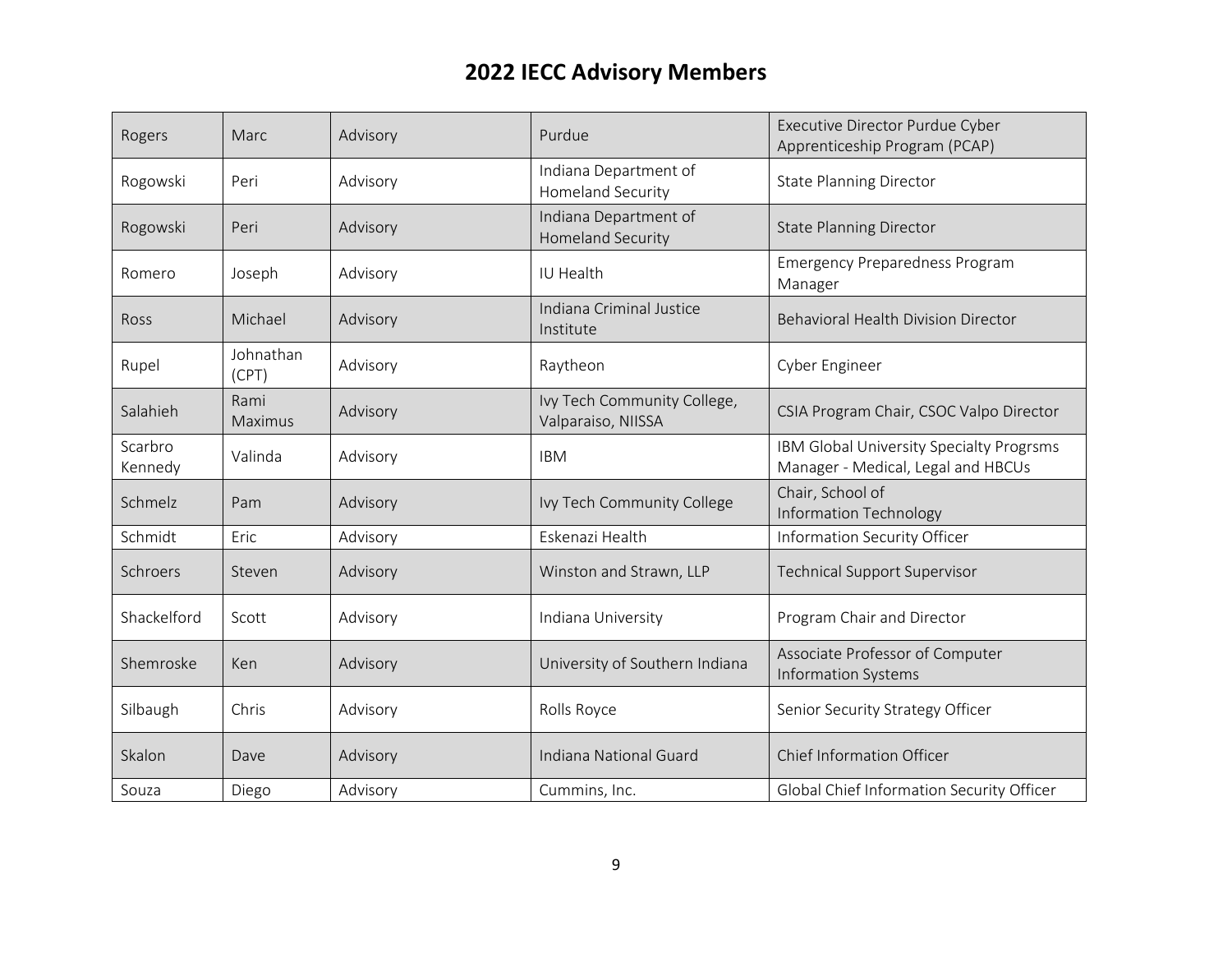# 2022 IECC Advisory Members

| | | | | |
|---|---|---|---|---|
| Rogers | Marc | Advisory | Purdue | Executive Director Purdue Cyber Apprenticeship Program (PCAP) |
| Rogowski | Peri | Advisory | Indiana Department of Homeland Security | State Planning Director |
| Rogowski | Peri | Advisory | Indiana Department of Homeland Security | State Planning Director |
| Romero | Joseph | Advisory | IU Health | Emergency Preparedness Program Manager |
| Ross | Michael | Advisory | Indiana Criminal Justice Institute | Behavioral Health Division Director |
| Rupel | Johnathan (CPT) | Advisory | Raytheon | Cyber Engineer |
| Salahieh | Rami Maximus | Advisory | Ivy Tech Community College, Valparaiso, NIISSA | CSIA Program Chair, CSOC Valpo Director |
| Scarbro Kennedy | Valinda | Advisory | IBM | IBM Global University Specialty Progrsms Manager - Medical, Legal and HBCUs |
| Schmelz | Pam | Advisory | Ivy Tech Community College | Chair, School of Information Technology |
| Schmidt | Eric | Advisory | Eskenazi Health | Information Security Officer |
| Schroers | Steven | Advisory | Winston and Strawn, LLP | Technical Support Supervisor |
| Shackelford | Scott | Advisory | Indiana University | Program Chair and Director |
| Shemroske | Ken | Advisory | University of Southern Indiana | Associate Professor of Computer Information Systems |
| Silbaugh | Chris | Advisory | Rolls Royce | Senior Security Strategy Officer |
| Skalon | Dave | Advisory | Indiana National Guard | Chief Information Officer |
| Souza | Diego | Advisory | Cummins, Inc. | Global Chief Information Security Officer |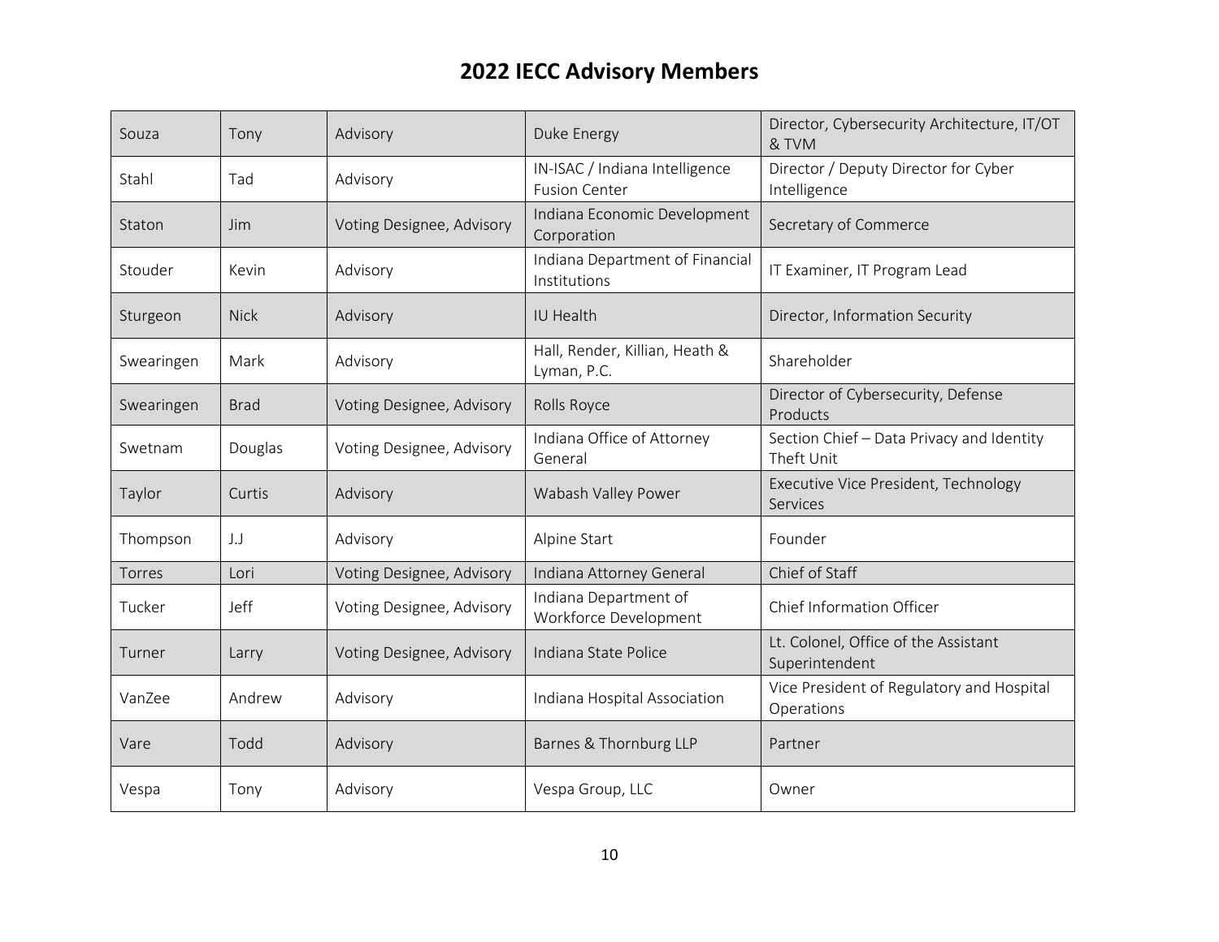# 2022 IECC Advisory Members

| | | | | |
|---|---|---|---|---|
| Souza | Tony | Advisory | Duke Energy | Director, Cybersecurity Architecture, IT/OT & TVM |
| Stahl | Tad | Advisory | IN-ISAC / Indiana Intelligence Fusion Center | Director / Deputy Director for Cyber Intelligence |
| Staton | Jim | Voting Designee, Advisory | Indiana Economic Development Corporation | Secretary of Commerce |
| Stouder | Kevin | Advisory | Indiana Department of Financial Institutions | IT Examiner, IT Program Lead |
| Sturgeon | Nick | Advisory | IU Health | Director, Information Security |
| Swearingen | Mark | Advisory | Hall, Render, Killian, Heath & Lyman, P.C. | Shareholder |
| Swearingen | Brad | Voting Designee, Advisory | Rolls Royce | Director of Cybersecurity, Defense Products |
| Swetnam | Douglas | Voting Designee, Advisory | Indiana Office of Attorney General | Section Chief – Data Privacy and Identity Theft Unit |
| Taylor | Curtis | Advisory | Wabash Valley Power | Executive Vice President, Technology Services |
| Thompson | J.J | Advisory | Alpine Start | Founder |
| Torres | Lori | Voting Designee, Advisory | Indiana Attorney General | Chief of Staff |
| Tucker | Jeff | Voting Designee, Advisory | Indiana Department of Workforce Development | Chief Information Officer |
| Turner | Larry | Voting Designee, Advisory | Indiana State Police | Lt. Colonel, Office of the Assistant Superintendent |
| VanZee | Andrew | Advisory | Indiana Hospital Association | Vice President of Regulatory and Hospital Operations |
| Vare | Todd | Advisory | Barnes & Thornburg LLP | Partner |
| Vespa | Tony | Advisory | Vespa Group, LLC | Owner |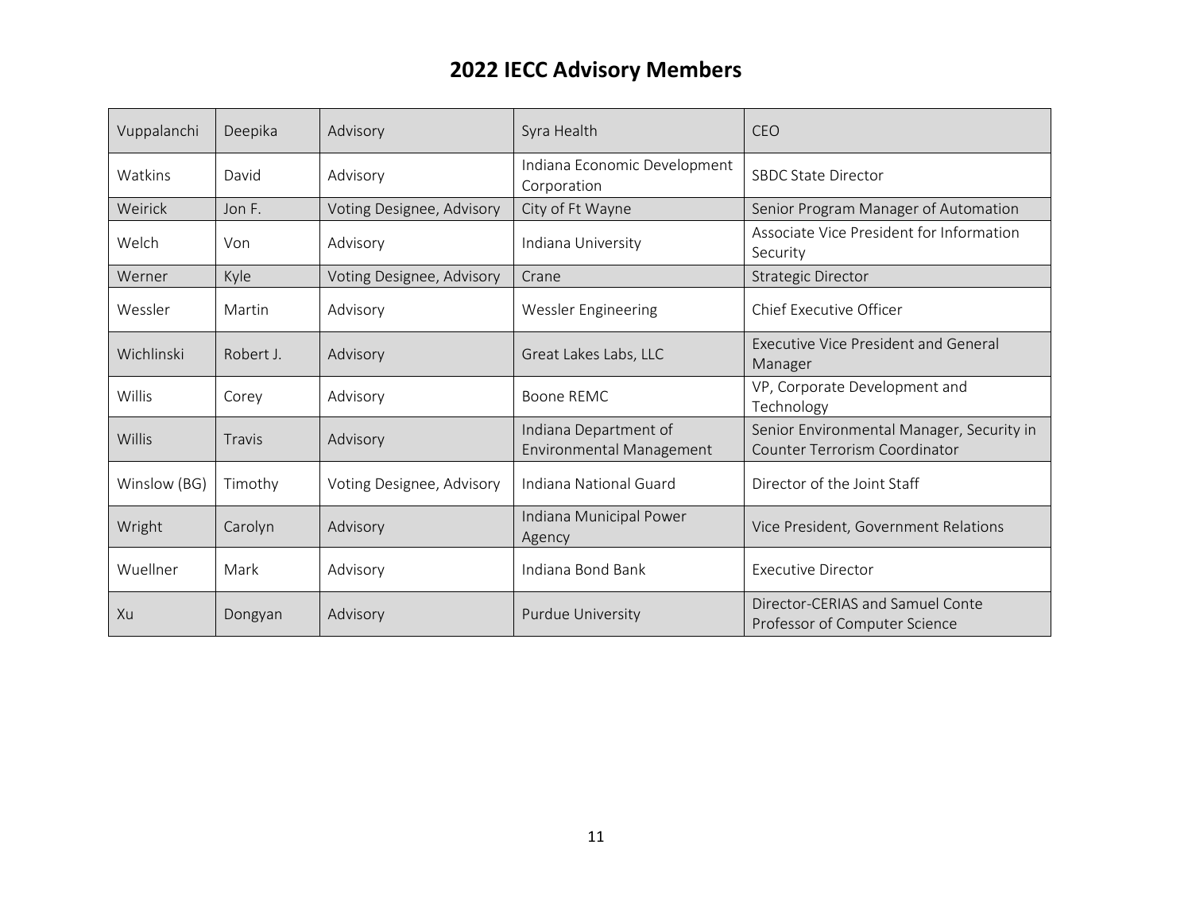# 2022 IECC Advisory Members

| | | | | |
|---|---|---|---|---|
| Vuppalanchi | Deepika | Advisory | Syra Health | CEO |
| Watkins | David | Advisory | Indiana Economic Development Corporation | SBDC State Director |
| Weirick | Jon F. | Voting Designee, Advisory | City of Ft Wayne | Senior Program Manager of Automation |
| Welch | Von | Advisory | Indiana University | Associate Vice President for Information Security |
| Werner | Kyle | Voting Designee, Advisory | Crane | Strategic Director |
| Wessler | Martin | Advisory | Wessler Engineering | Chief Executive Officer |
| Wichlinski | Robert J. | Advisory | Great Lakes Labs, LLC | Executive Vice President and General Manager |
| Willis | Corey | Advisory | Boone REMC | VP, Corporate Development and Technology |
| Willis | Travis | Advisory | Indiana Department of Environmental Management | Senior Environmental Manager, Security in Counter Terrorism Coordinator |
| Winslow (BG) | Timothy | Voting Designee, Advisory | Indiana National Guard | Director of the Joint Staff |
| Wright | Carolyn | Advisory | Indiana Municipal Power Agency | Vice President, Government Relations |
| Wuellner | Mark | Advisory | Indiana Bond Bank | Executive Director |
| Xu | Dongyan | Advisory | Purdue University | Director-CERIAS and Samuel Conte Professor of Computer Science |